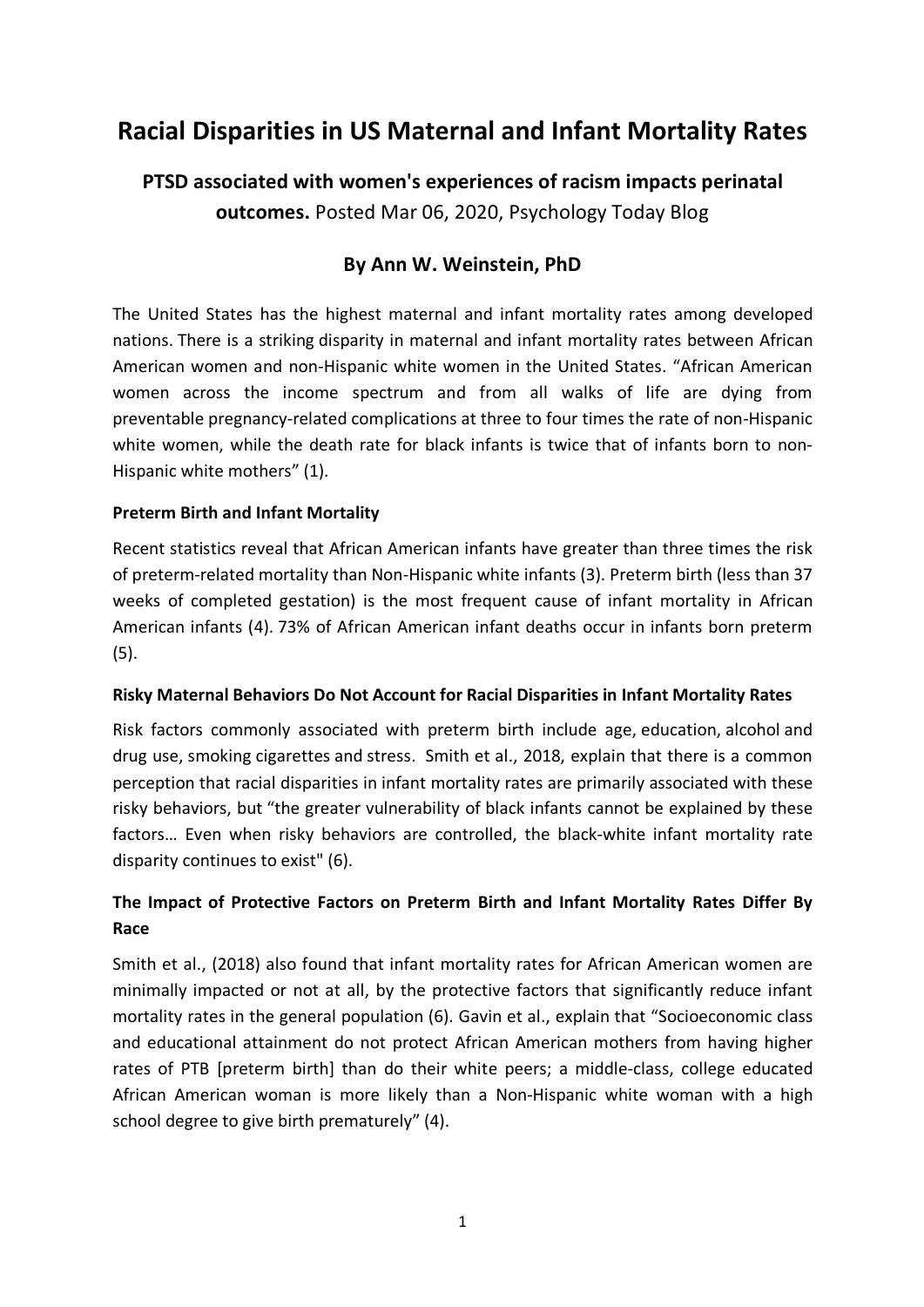# Racial Disparities in US Maternal and Infant Mortality Rates

**PTSD associated with women's experiences of racism impacts perinatal outcomes.** Posted Mar 06, 2020, Psychology Today Blog

## By Ann W. Weinstein, PhD

The United States has the highest maternal and infant mortality rates among developed nations. There is a striking disparity in maternal and infant mortality rates between African American women and non-Hispanic white women in the United States. "African American women across the income spectrum and from all walks of life are dying from preventable pregnancy-related complications at three to four times the rate of non-Hispanic white women, while the death rate for black infants is twice that of infants born to non-Hispanic white mothers" (1).

### Preterm Birth and Infant Mortality

Recent statistics reveal that African American infants have greater than three times the risk of preterm-related mortality than Non-Hispanic white infants (3). Preterm birth (less than 37 weeks of completed gestation) is the most frequent cause of infant mortality in African American infants (4). 73% of African American infant deaths occur in infants born preterm (5).

### Risky Maternal Behaviors Do Not Account for Racial Disparities in Infant Mortality Rates

Risk factors commonly associated with preterm birth include age, education, alcohol and drug use, smoking cigarettes and stress. Smith et al., 2018, explain that there is a common perception that racial disparities in infant mortality rates are primarily associated with these risky behaviors, but "the greater vulnerability of black infants cannot be explained by these factors… Even when risky behaviors are controlled, the black-white infant mortality rate disparity continues to exist" (6).

### The Impact of Protective Factors on Preterm Birth and Infant Mortality Rates Differ By Race

Smith et al., (2018) also found that infant mortality rates for African American women are minimally impacted or not at all, by the protective factors that significantly reduce infant mortality rates in the general population (6). Gavin et al., explain that "Socioeconomic class and educational attainment do not protect African American mothers from having higher rates of PTB [preterm birth] than do their white peers; a middle-class, college educated African American woman is more likely than a Non-Hispanic white woman with a high school degree to give birth prematurely" (4).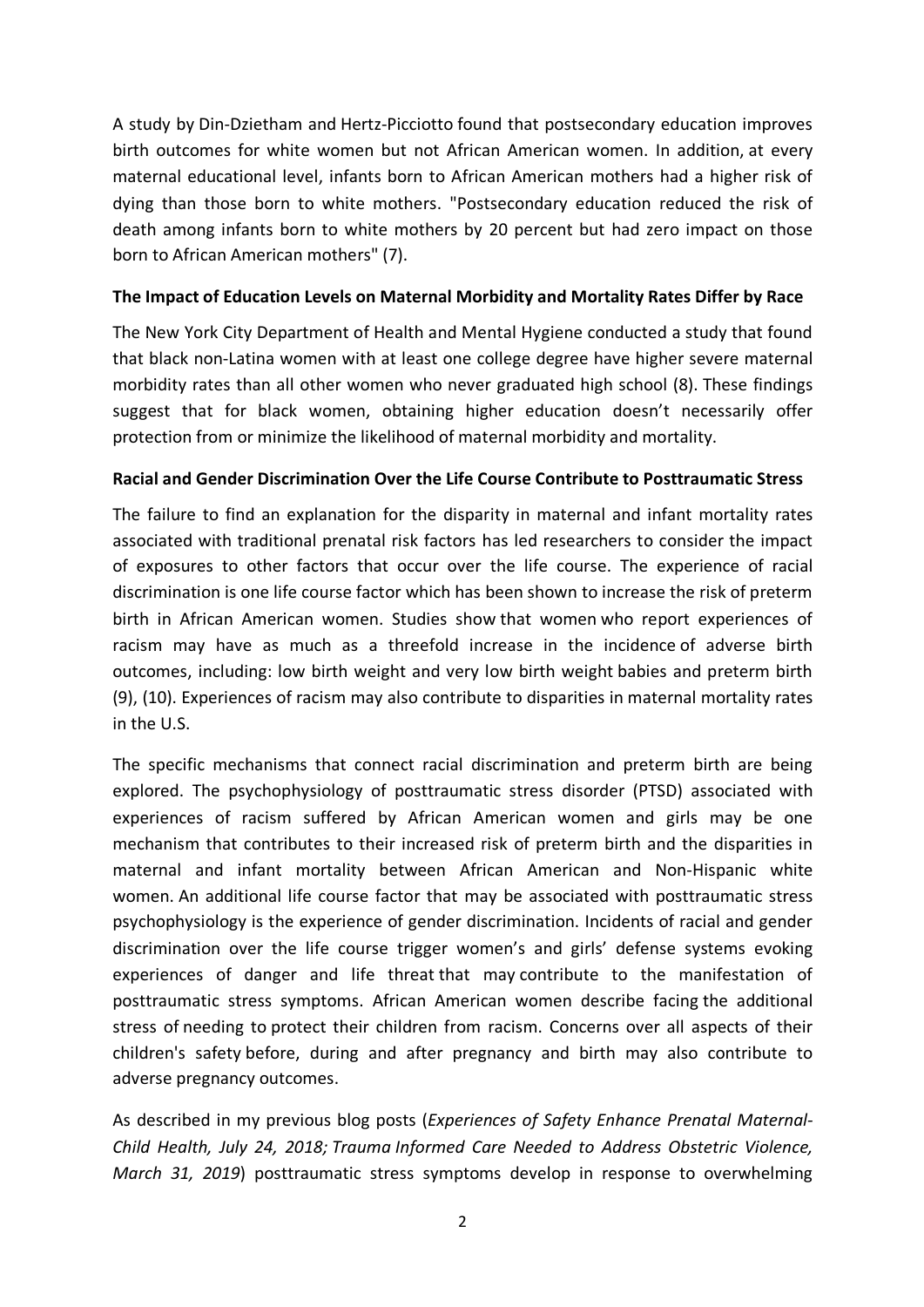A study by Din-Dzietham and Hertz-Picciotto found that postsecondary education improves birth outcomes for white women but not African American women. In addition, at every maternal educational level, infants born to African American mothers had a higher risk of dying than those born to white mothers. "Postsecondary education reduced the risk of death among infants born to white mothers by 20 percent but had zero impact on those born to African American mothers" (7).

**The Impact of Education Levels on Maternal Morbidity and Mortality Rates Differ by Race**

The New York City Department of Health and Mental Hygiene conducted a study that found that black non-Latina women with at least one college degree have higher severe maternal morbidity rates than all other women who never graduated high school (8). These findings suggest that for black women, obtaining higher education doesn't necessarily offer protection from or minimize the likelihood of maternal morbidity and mortality.

**Racial and Gender Discrimination Over the Life Course Contribute to Posttraumatic Stress**

The failure to find an explanation for the disparity in maternal and infant mortality rates associated with traditional prenatal risk factors has led researchers to consider the impact of exposures to other factors that occur over the life course. The experience of racial discrimination is one life course factor which has been shown to increase the risk of preterm birth in African American women. Studies show that women who report experiences of racism may have as much as a threefold increase in the incidence of adverse birth outcomes, including: low birth weight and very low birth weight babies and preterm birth (9), (10). Experiences of racism may also contribute to disparities in maternal mortality rates in the U.S.

The specific mechanisms that connect racial discrimination and preterm birth are being explored. The psychophysiology of posttraumatic stress disorder (PTSD) associated with experiences of racism suffered by African American women and girls may be one mechanism that contributes to their increased risk of preterm birth and the disparities in maternal and infant mortality between African American and Non-Hispanic white women. An additional life course factor that may be associated with posttraumatic stress psychophysiology is the experience of gender discrimination. Incidents of racial and gender discrimination over the life course trigger women's and girls' defense systems evoking experiences of danger and life threat that may contribute to the manifestation of posttraumatic stress symptoms. African American women describe facing the additional stress of needing to protect their children from racism. Concerns over all aspects of their children's safety before, during and after pregnancy and birth may also contribute to adverse pregnancy outcomes.

As described in my previous blog posts (*Experiences of Safety Enhance Prenatal Maternal-Child Health, July 24, 2018; Trauma Informed Care Needed to Address Obstetric Violence, March 31, 2019*) posttraumatic stress symptoms develop in response to overwhelming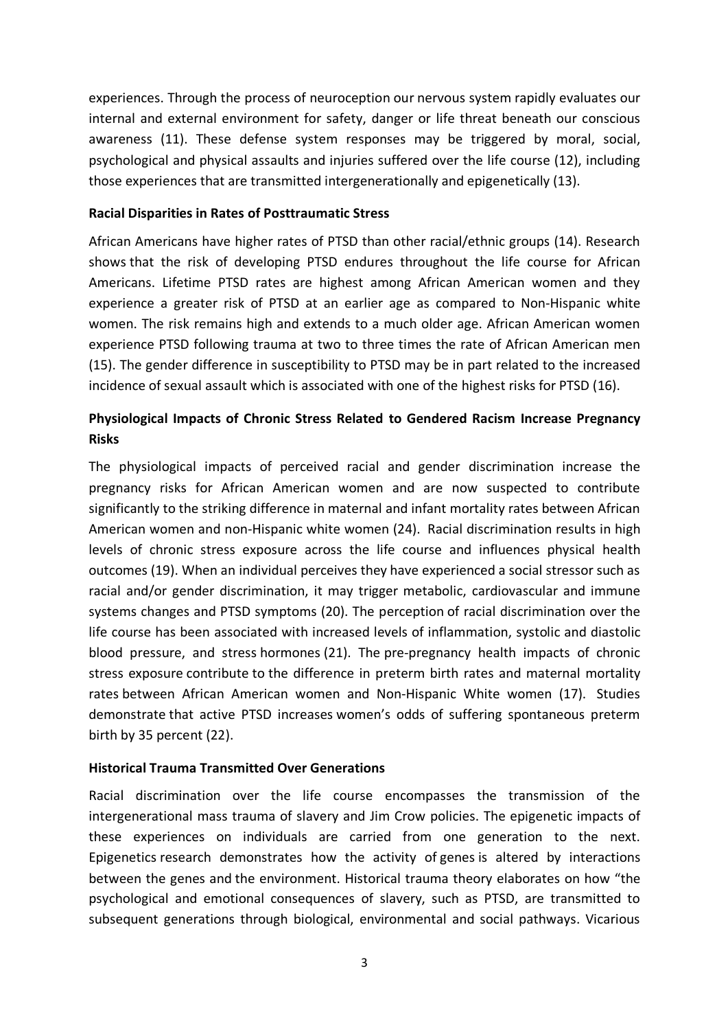experiences. Through the process of neuroception our nervous system rapidly evaluates our internal and external environment for safety, danger or life threat beneath our conscious awareness (11). These defense system responses may be triggered by moral, social, psychological and physical assaults and injuries suffered over the life course (12), including those experiences that are transmitted intergenerationally and epigenetically (13).

**Racial Disparities in Rates of Posttraumatic Stress**

African Americans have higher rates of PTSD than other racial/ethnic groups (14). Research shows that the risk of developing PTSD endures throughout the life course for African Americans. Lifetime PTSD rates are highest among African American women and they experience a greater risk of PTSD at an earlier age as compared to Non-Hispanic white women. The risk remains high and extends to a much older age. African American women experience PTSD following trauma at two to three times the rate of African American men (15). The gender difference in susceptibility to PTSD may be in part related to the increased incidence of sexual assault which is associated with one of the highest risks for PTSD (16).

**Physiological Impacts of Chronic Stress Related to Gendered Racism Increase Pregnancy Risks**

The physiological impacts of perceived racial and gender discrimination increase the pregnancy risks for African American women and are now suspected to contribute significantly to the striking difference in maternal and infant mortality rates between African American women and non-Hispanic white women (24). Racial discrimination results in high levels of chronic stress exposure across the life course and influences physical health outcomes (19). When an individual perceives they have experienced a social stressor such as racial and/or gender discrimination, it may trigger metabolic, cardiovascular and immune systems changes and PTSD symptoms (20). The perception of racial discrimination over the life course has been associated with increased levels of inflammation, systolic and diastolic blood pressure, and stress hormones (21). The pre-pregnancy health impacts of chronic stress exposure contribute to the difference in preterm birth rates and maternal mortality rates between African American women and Non-Hispanic White women (17). Studies demonstrate that active PTSD increases women's odds of suffering spontaneous preterm birth by 35 percent (22).

**Historical Trauma Transmitted Over Generations**

Racial discrimination over the life course encompasses the transmission of the intergenerational mass trauma of slavery and Jim Crow policies. The epigenetic impacts of these experiences on individuals are carried from one generation to the next. Epigenetics research demonstrates how the activity of genes is altered by interactions between the genes and the environment. Historical trauma theory elaborates on how "the psychological and emotional consequences of slavery, such as PTSD, are transmitted to subsequent generations through biological, environmental and social pathways. Vicarious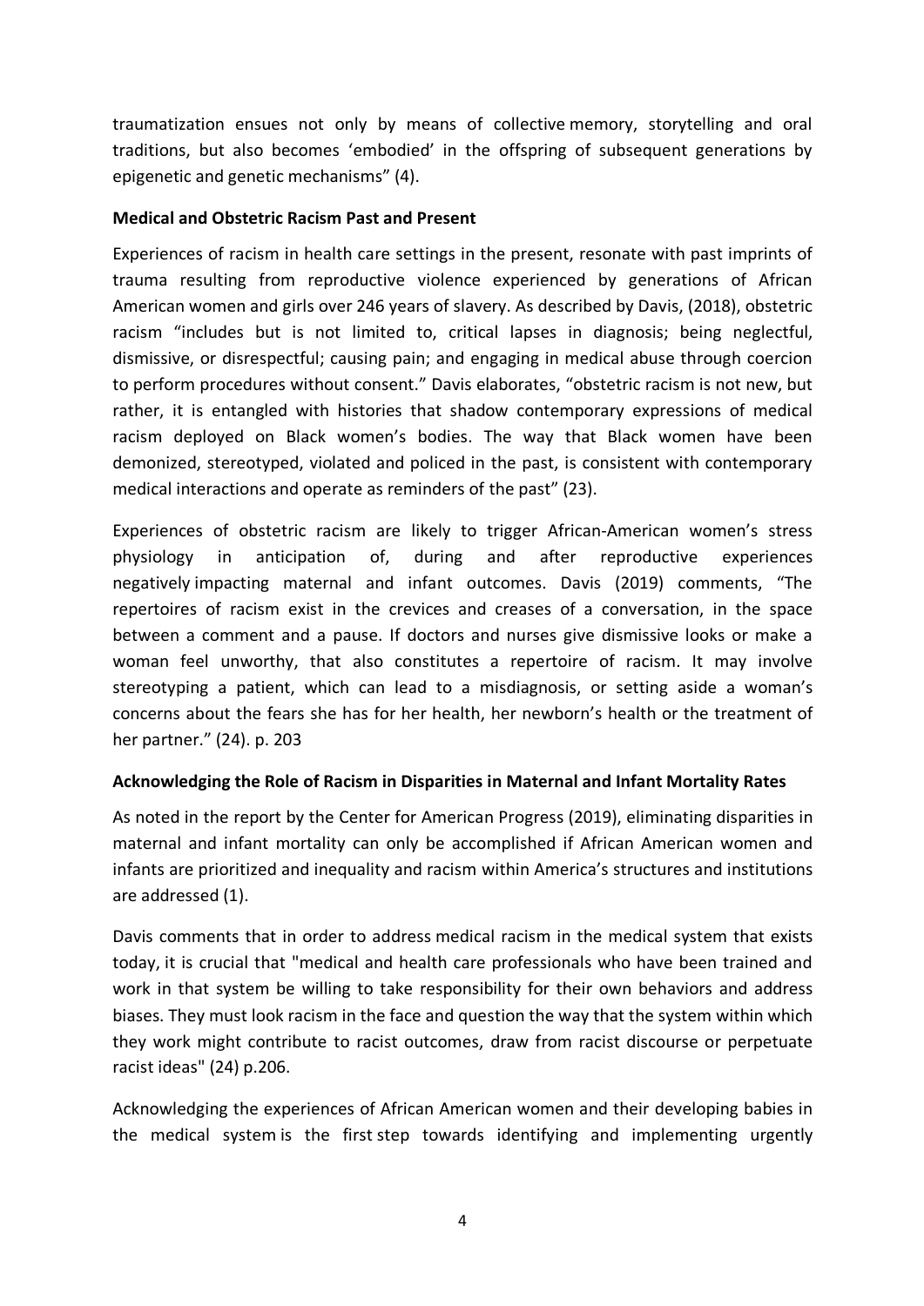traumatization ensues not only by means of collective memory, storytelling and oral traditions, but also becomes 'embodied' in the offspring of subsequent generations by epigenetic and genetic mechanisms" (4).

**Medical and Obstetric Racism Past and Present**

Experiences of racism in health care settings in the present, resonate with past imprints of trauma resulting from reproductive violence experienced by generations of African American women and girls over 246 years of slavery. As described by Davis, (2018), obstetric racism "includes but is not limited to, critical lapses in diagnosis; being neglectful, dismissive, or disrespectful; causing pain; and engaging in medical abuse through coercion to perform procedures without consent." Davis elaborates, "obstetric racism is not new, but rather, it is entangled with histories that shadow contemporary expressions of medical racism deployed on Black women's bodies. The way that Black women have been demonized, stereotyped, violated and policed in the past, is consistent with contemporary medical interactions and operate as reminders of the past" (23).

Experiences of obstetric racism are likely to trigger African-American women's stress physiology in anticipation of, during and after reproductive experiences negatively impacting maternal and infant outcomes. Davis (2019) comments, "The repertoires of racism exist in the crevices and creases of a conversation, in the space between a comment and a pause. If doctors and nurses give dismissive looks or make a woman feel unworthy, that also constitutes a repertoire of racism. It may involve stereotyping a patient, which can lead to a misdiagnosis, or setting aside a woman's concerns about the fears she has for her health, her newborn's health or the treatment of her partner." (24). p. 203

**Acknowledging the Role of Racism in Disparities in Maternal and Infant Mortality Rates**

As noted in the report by the Center for American Progress (2019), eliminating disparities in maternal and infant mortality can only be accomplished if African American women and infants are prioritized and inequality and racism within America's structures and institutions are addressed (1).

Davis comments that in order to address medical racism in the medical system that exists today, it is crucial that "medical and health care professionals who have been trained and work in that system be willing to take responsibility for their own behaviors and address biases. They must look racism in the face and question the way that the system within which they work might contribute to racist outcomes, draw from racist discourse or perpetuate racist ideas" (24) p.206.

Acknowledging the experiences of African American women and their developing babies in the medical system is the first step towards identifying and implementing urgently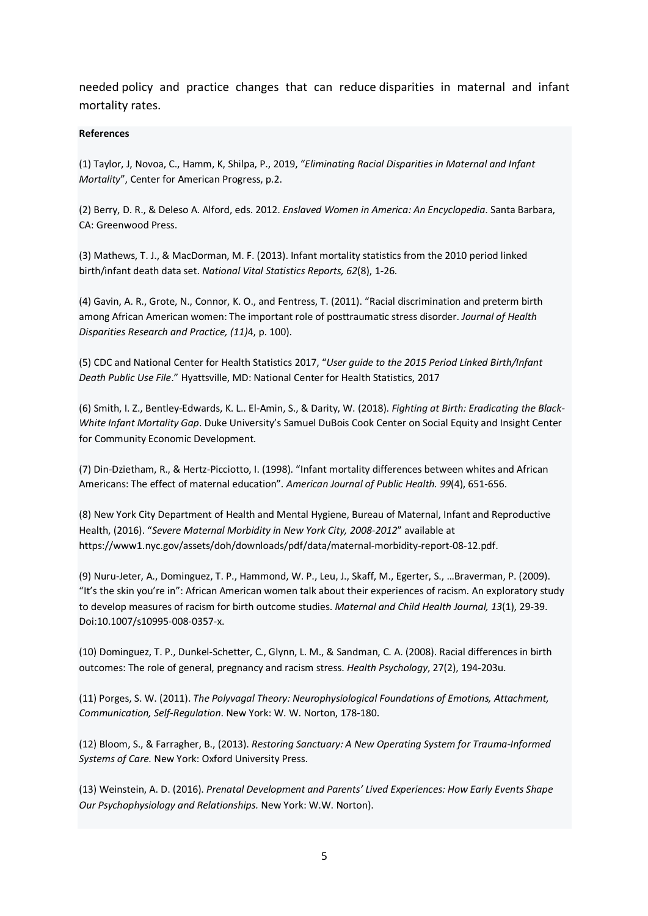needed policy and practice changes that can reduce disparities in maternal and infant mortality rates.

**References**

(1) Taylor, J, Novoa, C., Hamm, K, Shilpa, P., 2019, "*Eliminating Racial Disparities in Maternal and Infant Mortality*", Center for American Progress, p.2.

(2) Berry, D. R., & Deleso A. Alford, eds. 2012. *Enslaved Women in America: An Encyclopedia*. Santa Barbara, CA: Greenwood Press.

(3) Mathews, T. J., & MacDorman, M. F. (2013). Infant mortality statistics from the 2010 period linked birth/infant death data set. *National Vital Statistics Reports, 62*(8), 1-26.

(4) Gavin, A. R., Grote, N., Connor, K. O., and Fentress, T. (2011). "Racial discrimination and preterm birth among African American women: The important role of posttraumatic stress disorder. *Journal of Health Disparities Research and Practice, (11)*4, p. 100).

(5) CDC and National Center for Health Statistics 2017, "*User guide to the 2015 Period Linked Birth/Infant Death Public Use File*." Hyattsville, MD: National Center for Health Statistics, 2017

(6) Smith, I. Z., Bentley-Edwards, K. L.. El-Amin, S., & Darity, W. (2018). *Fighting at Birth: Eradicating the Black-White Infant Mortality Gap*. Duke University's Samuel DuBois Cook Center on Social Equity and Insight Center for Community Economic Development.

(7) Din-Dzietham, R., & Hertz-Picciotto, I. (1998). "Infant mortality differences between whites and African Americans: The effect of maternal education". *American Journal of Public Health. 99*(4), 651-656.

(8) New York City Department of Health and Mental Hygiene, Bureau of Maternal, Infant and Reproductive Health, (2016). "*Severe Maternal Morbidity in New York City, 2008-2012*" available at https://www1.nyc.gov/assets/doh/downloads/pdf/data/maternal-morbidity-report-08-12.pdf.

(9) Nuru-Jeter, A., Dominguez, T. P., Hammond, W. P., Leu, J., Skaff, M., Egerter, S., …Braverman, P. (2009). "It's the skin you're in": African American women talk about their experiences of racism. An exploratory study to develop measures of racism for birth outcome studies. *Maternal and Child Health Journal, 13*(1), 29-39. Doi:10.1007/s10995-008-0357-x.

(10) Dominguez, T. P., Dunkel-Schetter, C., Glynn, L. M., & Sandman, C. A. (2008). Racial differences in birth outcomes: The role of general, pregnancy and racism stress. *Health Psychology*, 27(2), 194-203u.

(11) Porges, S. W. (2011). *The Polyvagal Theory: Neurophysiological Foundations of Emotions, Attachment, Communication, Self-Regulation*. New York: W. W. Norton, 178-180.

(12) Bloom, S., & Farragher, B., (2013). *Restoring Sanctuary: A New Operating System for Trauma-Informed Systems of Care.* New York: Oxford University Press.

(13) Weinstein, A. D. (2016). *Prenatal Development and Parents' Lived Experiences: How Early Events Shape Our Psychophysiology and Relationships.* New York: W.W. Norton).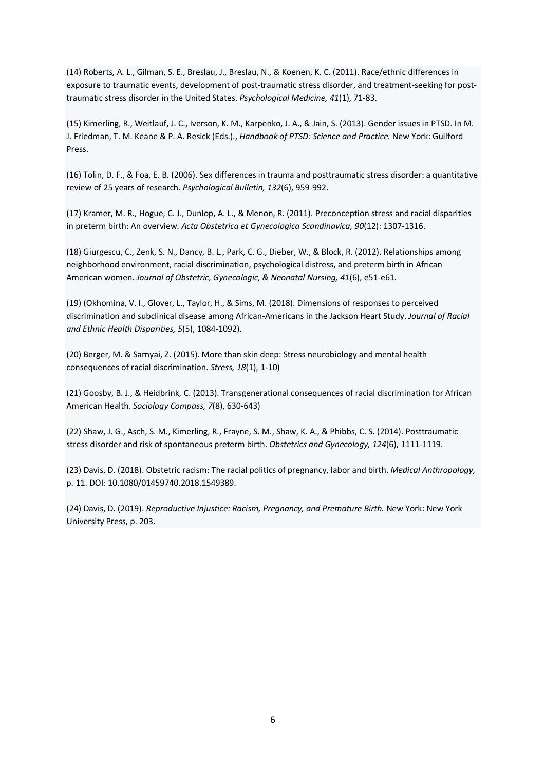(14) Roberts, A. L., Gilman, S. E., Breslau, J., Breslau, N., & Koenen, K. C. (2011). Race/ethnic differences in exposure to traumatic events, development of post-traumatic stress disorder, and treatment-seeking for post-traumatic stress disorder in the United States. *Psychological Medicine, 41*(1), 71-83.

(15) Kimerling, R., Weitlauf, J. C., Iverson, K. M., Karpenko, J. A., & Jain, S. (2013). Gender issues in PTSD. In M. J. Friedman, T. M. Keane & P. A. Resick (Eds.)., *Handbook of PTSD: Science and Practice.* New York: Guilford Press.

(16) Tolin, D. F., & Foa, E. B. (2006). Sex differences in trauma and posttraumatic stress disorder: a quantitative review of 25 years of research. *Psychological Bulletin, 132*(6), 959-992.

(17) Kramer, M. R., Hogue, C. J., Dunlop, A. L., & Menon, R. (2011). Preconception stress and racial disparities in preterm birth: An overview. *Acta Obstetrica et Gynecologica Scandinavica, 90*(12): 1307-1316.

(18) Giurgescu, C., Zenk, S. N., Dancy, B. L., Park, C. G., Dieber, W., & Block, R. (2012). Relationships among neighborhood environment, racial discrimination, psychological distress, and preterm birth in African American women. *Journal of Obstetric, Gynecologic, & Neonatal Nursing, 41*(6), e51-e61.

(19) (Okhomina, V. I., Glover, L., Taylor, H., & Sims, M. (2018). Dimensions of responses to perceived discrimination and subclinical disease among African-Americans in the Jackson Heart Study. *Journal of Racial and Ethnic Health Disparities, 5*(5), 1084-1092).

(20) Berger, M. & Sarnyai, Z. (2015). More than skin deep: Stress neurobiology and mental health consequences of racial discrimination. *Stress, 18*(1), 1-10)

(21) Goosby, B. J., & Heidbrink, C. (2013). Transgenerational consequences of racial discrimination for African American Health. *Sociology Compass, 7*(8), 630-643)

(22) Shaw, J. G., Asch, S. M., Kimerling, R., Frayne, S. M., Shaw, K. A., & Phibbs, C. S. (2014). Posttraumatic stress disorder and risk of spontaneous preterm birth. *Obstetrics and Gynecology, 124*(6), 1111-1119.

(23) Davis, D. (2018). Obstetric racism: The racial politics of pregnancy, labor and birth. *Medical Anthropology*, p. 11. DOI: 10.1080/01459740.2018.1549389.

(24) Davis, D. (2019). *Reproductive Injustice: Racism, Pregnancy, and Premature Birth.* New York: New York University Press, p. 203.